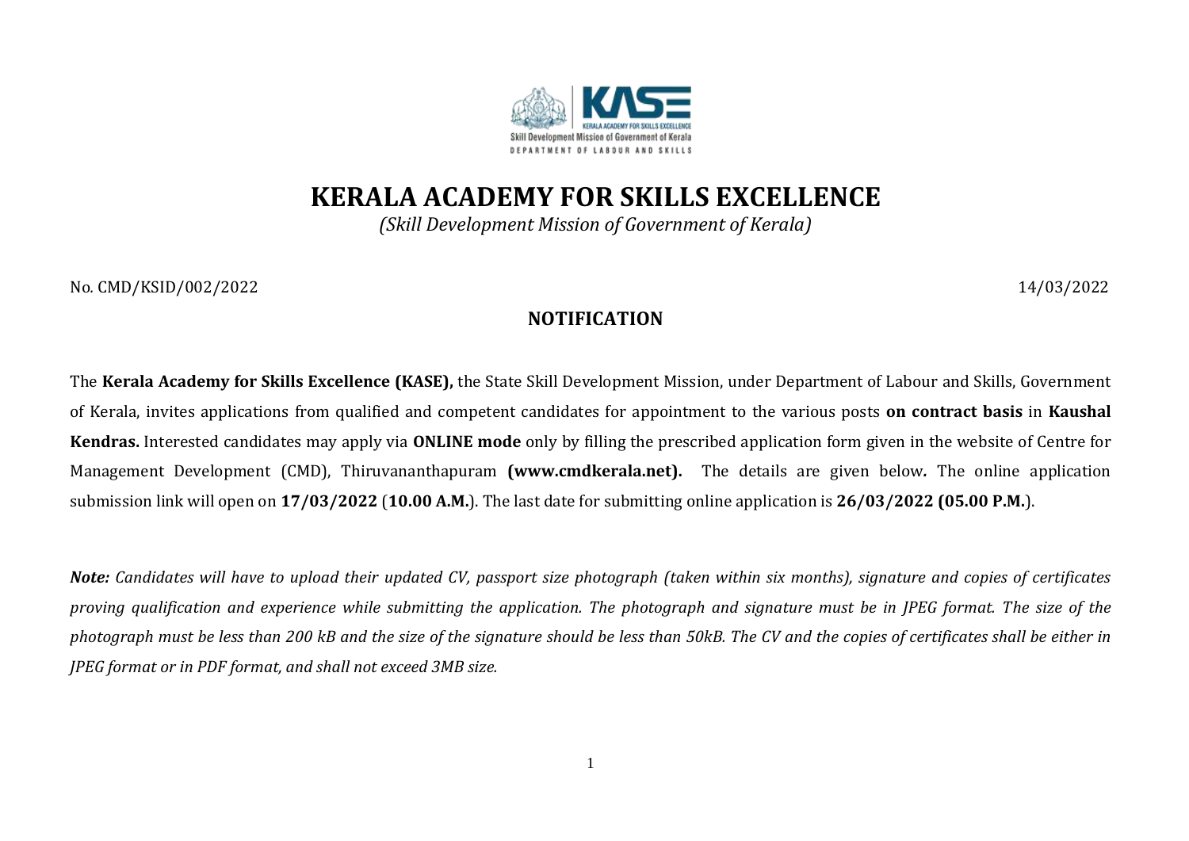# KERALA ACADEMY FOR SKILLS EXCELLENCE

*(Skill Development Mission of Government of Kerala)*

No. CMD/KSID/002/2022 14/03/2022

## NOTIFICATION

The **Kerala Academy for Skills Excellence (KASE),** the State Skill Development Mission, under Department of Labour and Skills, Government of Kerala, invites applications from qualified and competent candidates for appointment to the various posts **on contract basis** in **Kaushal Kendras.** Interested candidates may apply via **ONLINE mode** only by filling the prescribed application form given in the website of Centre for Management Development (CMD), Thiruvananthapuram **(www.cmdkerala.net).** The details are given below. The online application submission link will open on **17/03/2022** (**10.00 A.M.**). The last date for submitting online application is **26/03/2022 (05.00 P.M.**).

***Note:*** *Candidates will have to upload their updated CV, passport size photograph (taken within six months), signature and copies of certificates proving qualification and experience while submitting the application. The photograph and signature must be in JPEG format. The size of the photograph must be less than 200 kB and the size of the signature should be less than 50kB. The CV and the copies of certificates shall be either in JPEG format or in PDF format, and shall not exceed 3MB size.*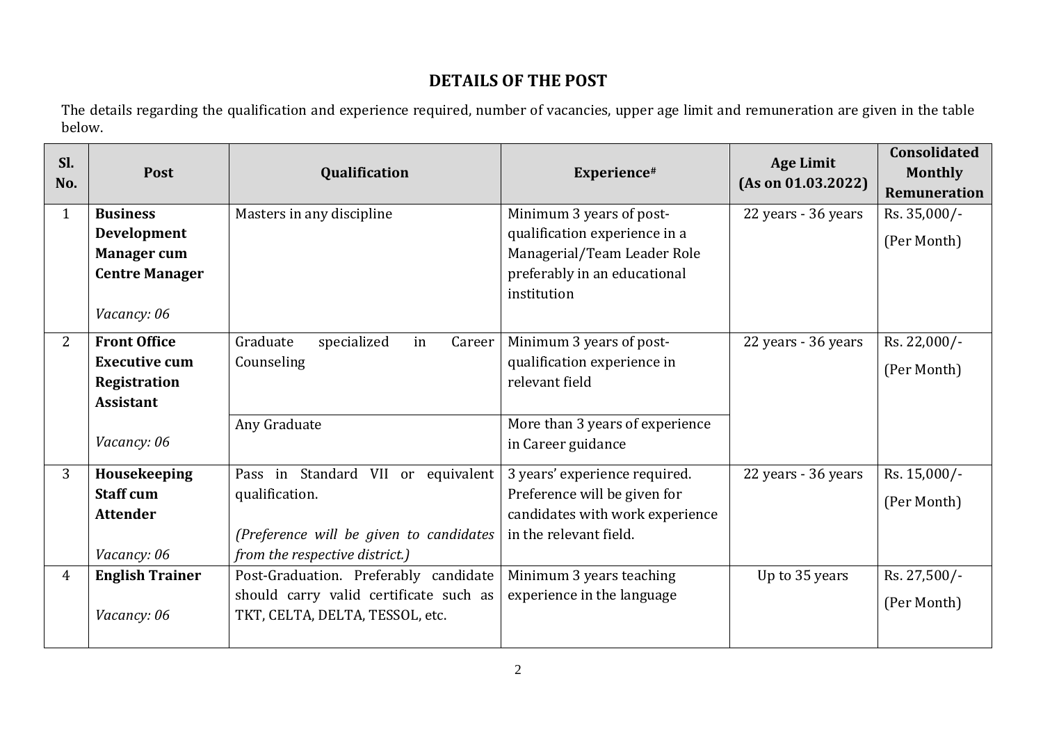## DETAILS OF THE POST

The details regarding the qualification and experience required, number of vacancies, upper age limit and remuneration are given in the table below.

| Sl. No. | Post | Qualification | Experience# | Age Limit (As on 01.03.2022) | Consolidated Monthly Remuneration |
|---|---|---|---|---|---|
| 1 | **Business Development Manager cum Centre Manager**<br><br>*Vacancy: 06* | Masters in any discipline | Minimum 3 years of post-qualification experience in a Managerial/Team Leader Role preferably in an educational institution | 22 years - 36 years | Rs. 35,000/-<br>(Per Month) |
| 2 | **Front Office Executive cum Registration Assistant**<br><br>*Vacancy: 06* | Graduate specialized in Career Counseling | Minimum 3 years of post-qualification experience in relevant field | 22 years - 36 years | Rs. 22,000/-<br>(Per Month) |
| | | Any Graduate | More than 3 years of experience in Career guidance | | |
| 3 | **Housekeeping Staff cum Attender**<br><br>*Vacancy: 06* | Pass in Standard VII or equivalent qualification.<br><br>*(Preference will be given to candidates from the respective district.)* | 3 years' experience required. Preference will be given for candidates with work experience in the relevant field. | 22 years - 36 years | Rs. 15,000/-<br>(Per Month) |
| 4 | **English Trainer**<br><br>*Vacancy: 06* | Post-Graduation. Preferably candidate should carry valid certificate such as TKT, CELTA, DELTA, TESSOL, etc. | Minimum 3 years teaching experience in the language | Up to 35 years | Rs. 27,500/-<br>(Per Month) |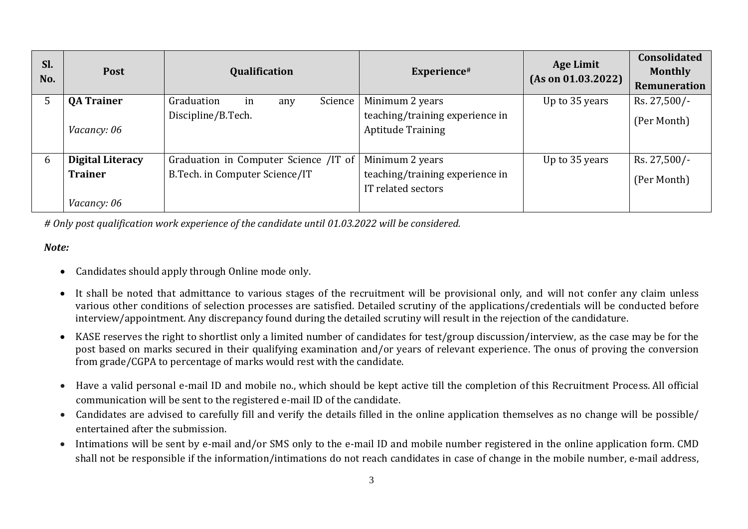| Sl. No. | Post | Qualification | Experience# | Age Limit (As on 01.03.2022) | Consolidated Monthly Remuneration |
|---|---|---|---|---|---|
| 5 | **QA Trainer**<br><br>*Vacancy: 06* | Graduation in any Science Discipline/B.Tech. | Minimum 2 years teaching/training experience in Aptitude Training | Up to 35 years | Rs. 27,500/-<br>(Per Month) |
| 6 | **Digital Literacy Trainer**<br><br>*Vacancy: 06* | Graduation in Computer Science /IT of B.Tech. in Computer Science/IT | Minimum 2 years teaching/training experience in IT related sectors | Up to 35 years | Rs. 27,500/-<br>(Per Month) |

*# Only post qualification work experience of the candidate until 01.03.2022 will be considered.*

***Note:***

- Candidates should apply through Online mode only.
- It shall be noted that admittance to various stages of the recruitment will be provisional only, and will not confer any claim unless various other conditions of selection processes are satisfied. Detailed scrutiny of the applications/credentials will be conducted before interview/appointment. Any discrepancy found during the detailed scrutiny will result in the rejection of the candidature.
- KASE reserves the right to shortlist only a limited number of candidates for test/group discussion/interview, as the case may be for the post based on marks secured in their qualifying examination and/or years of relevant experience. The onus of proving the conversion from grade/CGPA to percentage of marks would rest with the candidate.
- Have a valid personal e-mail ID and mobile no., which should be kept active till the completion of this Recruitment Process. All official communication will be sent to the registered e-mail ID of the candidate.
- Candidates are advised to carefully fill and verify the details filled in the online application themselves as no change will be possible/ entertained after the submission.
- Intimations will be sent by e-mail and/or SMS only to the e-mail ID and mobile number registered in the online application form. CMD shall not be responsible if the information/intimations do not reach candidates in case of change in the mobile number, e-mail address,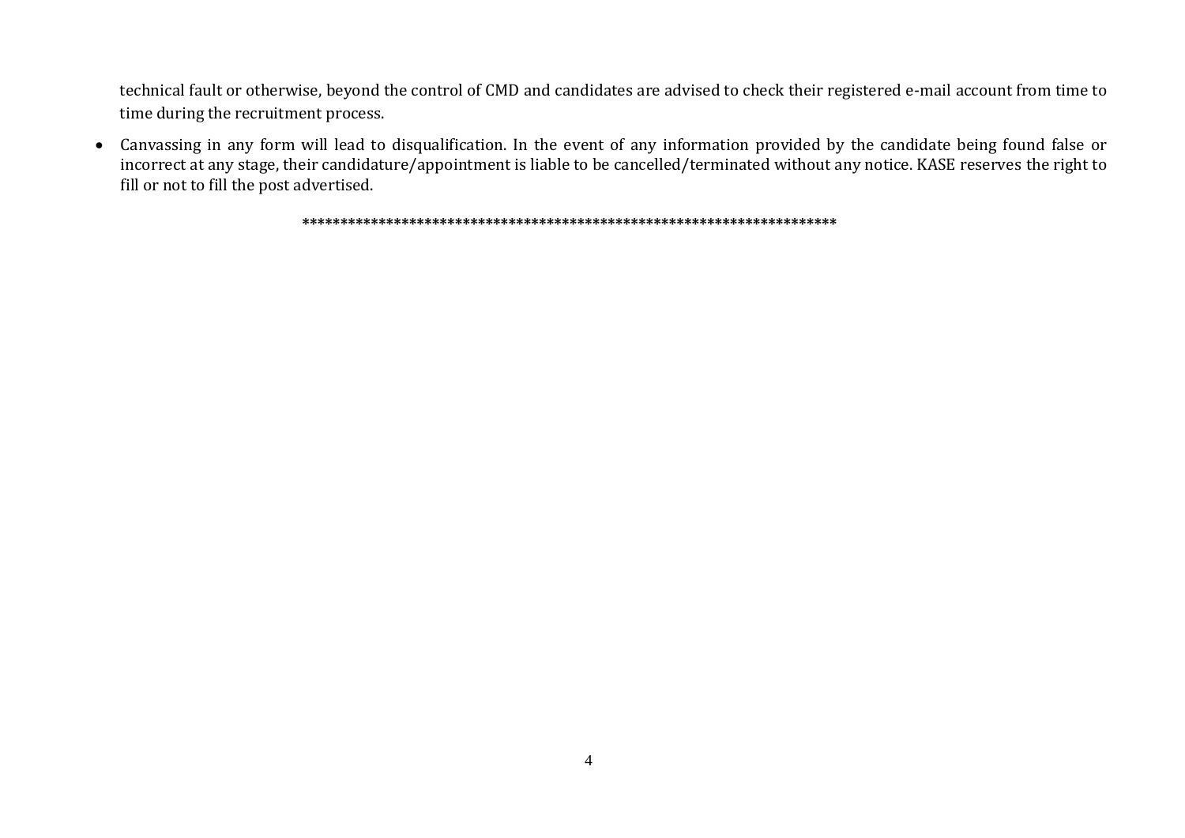technical fault or otherwise, beyond the control of CMD and candidates are advised to check their registered e-mail account from time to time during the recruitment process.

- Canvassing in any form will lead to disqualification. In the event of any information provided by the candidate being found false or incorrect at any stage, their candidature/appointment is liable to be cancelled/terminated without any notice. KASE reserves the right to fill or not to fill the post advertised.

**********************************************************************